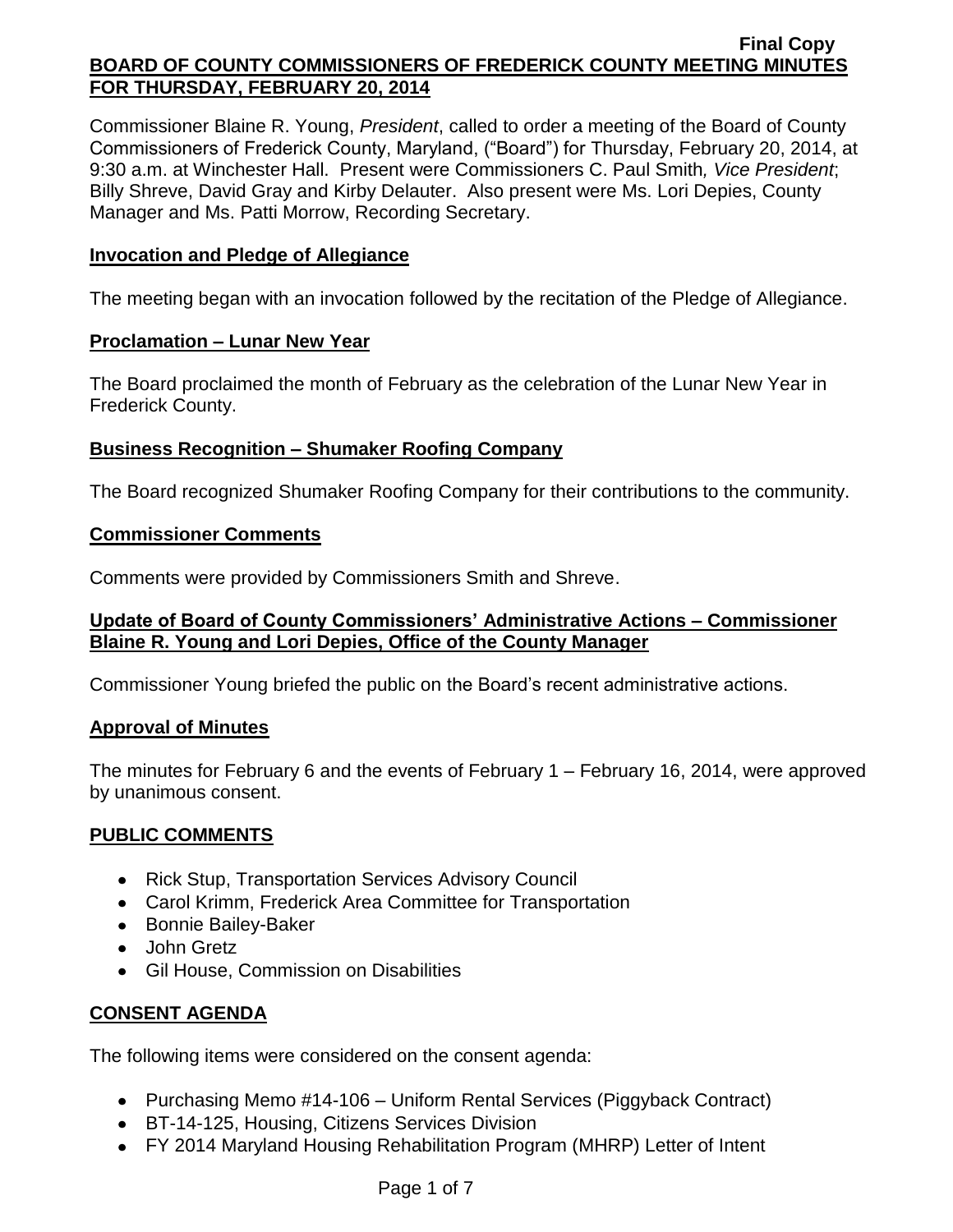Final Copy

# BOARD OF COUNTY COMMISSIONERS OF FREDERICK COUNTY MEETING MINUTES FOR THURSDAY, FEBRUARY 20, 2014

Commissioner Blaine R. Young, *President*, called to order a meeting of the Board of County Commissioners of Frederick County, Maryland, ("Board") for Thursday, February 20, 2014, at 9:30 a.m. at Winchester Hall. Present were Commissioners C. Paul Smith*, Vice President*; Billy Shreve, David Gray and Kirby Delauter. Also present were Ms. Lori Depies, County Manager and Ms. Patti Morrow, Recording Secretary.

## Invocation and Pledge of Allegiance

The meeting began with an invocation followed by the recitation of the Pledge of Allegiance.

## Proclamation – Lunar New Year

The Board proclaimed the month of February as the celebration of the Lunar New Year in Frederick County.

## Business Recognition – Shumaker Roofing Company

The Board recognized Shumaker Roofing Company for their contributions to the community.

## Commissioner Comments

Comments were provided by Commissioners Smith and Shreve.

## Update of Board of County Commissioners' Administrative Actions – Commissioner Blaine R. Young and Lori Depies, Office of the County Manager

Commissioner Young briefed the public on the Board's recent administrative actions.

## Approval of Minutes

The minutes for February 6 and the events of February 1 – February 16, 2014, were approved by unanimous consent.

## PUBLIC COMMENTS

- Rick Stup, Transportation Services Advisory Council
- Carol Krimm, Frederick Area Committee for Transportation
- Bonnie Bailey-Baker
- John Gretz
- Gil House, Commission on Disabilities

## CONSENT AGENDA

The following items were considered on the consent agenda:

- Purchasing Memo #14-106 – Uniform Rental Services (Piggyback Contract)
- BT-14-125, Housing, Citizens Services Division
- FY 2014 Maryland Housing Rehabilitation Program (MHRP) Letter of Intent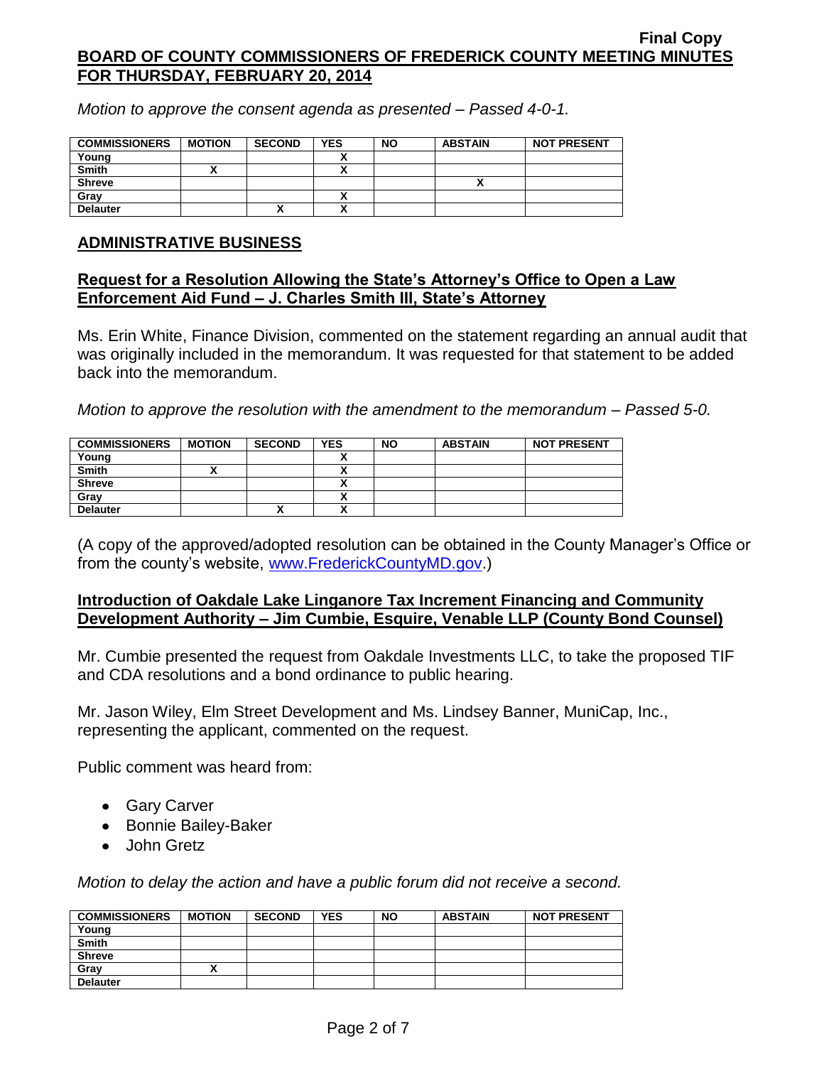*Motion to approve the consent agenda as presented – Passed 4-0-1.*

| COMMISSIONERS | MOTION | SECOND | YES | NO | ABSTAIN | NOT PRESENT |
|---|---|---|---|---|---|---|
| Young | | | X | | | |
| Smith | X | | X | | | |
| Shreve | | | | | X | |
| Gray | | | X | | | |
| Delauter | | X | X | | | |

## ADMINISTRATIVE BUSINESS

### Request for a Resolution Allowing the State's Attorney's Office to Open a Law Enforcement Aid Fund – J. Charles Smith III, State's Attorney

Ms. Erin White, Finance Division, commented on the statement regarding an annual audit that was originally included in the memorandum. It was requested for that statement to be added back into the memorandum.

*Motion to approve the resolution with the amendment to the memorandum – Passed 5-0.*

| COMMISSIONERS | MOTION | SECOND | YES | NO | ABSTAIN | NOT PRESENT |
|---|---|---|---|---|---|---|
| Young | | | X | | | |
| Smith | X | | X | | | |
| Shreve | | | X | | | |
| Gray | | | X | | | |
| Delauter | | X | X | | | |

(A copy of the approved/adopted resolution can be obtained in the County Manager's Office or from the county's website, www.FrederickCountyMD.gov.)

### Introduction of Oakdale Lake Linganore Tax Increment Financing and Community Development Authority – Jim Cumbie, Esquire, Venable LLP (County Bond Counsel)

Mr. Cumbie presented the request from Oakdale Investments LLC, to take the proposed TIF and CDA resolutions and a bond ordinance to public hearing.

Mr. Jason Wiley, Elm Street Development and Ms. Lindsey Banner, MuniCap, Inc., representing the applicant, commented on the request.

Public comment was heard from:

- Gary Carver
- Bonnie Bailey-Baker
- John Gretz

*Motion to delay the action and have a public forum did not receive a second.*

| COMMISSIONERS | MOTION | SECOND | YES | NO | ABSTAIN | NOT PRESENT |
|---|---|---|---|---|---|---|
| Young | | | | | | |
| Smith | | | | | | |
| Shreve | | | | | | |
| Gray | X | | | | | |
| Delauter | | | | | | |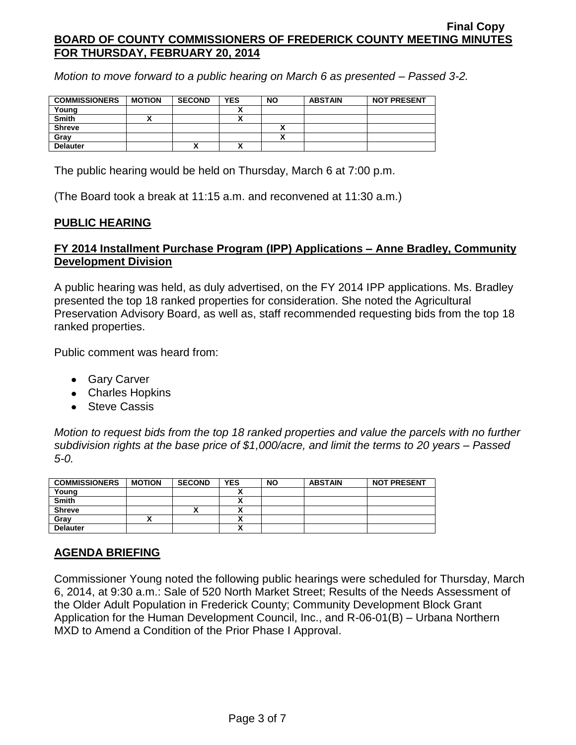*Motion to move forward to a public hearing on March 6 as presented – Passed 3-2.*

| COMMISSIONERS | MOTION | SECOND | YES | NO | ABSTAIN | NOT PRESENT |
|---|---|---|---|---|---|---|
| Young | | | X | | | |
| Smith | X | | X | | | |
| Shreve | | | | X | | |
| Gray | | | | X | | |
| Delauter | | X | X | | | |

The public hearing would be held on Thursday, March 6 at 7:00 p.m.

(The Board took a break at 11:15 a.m. and reconvened at 11:30 a.m.)

## PUBLIC HEARING

### FY 2014 Installment Purchase Program (IPP) Applications – Anne Bradley, Community Development Division

A public hearing was held, as duly advertised, on the FY 2014 IPP applications. Ms. Bradley presented the top 18 ranked properties for consideration. She noted the Agricultural Preservation Advisory Board, as well as, staff recommended requesting bids from the top 18 ranked properties.

Public comment was heard from:

- Gary Carver
- Charles Hopkins
- Steve Cassis

*Motion to request bids from the top 18 ranked properties and value the parcels with no further subdivision rights at the base price of $1,000/acre, and limit the terms to 20 years – Passed 5-0.*

| COMMISSIONERS | MOTION | SECOND | YES | NO | ABSTAIN | NOT PRESENT |
|---|---|---|---|---|---|---|
| Young | | | X | | | |
| Smith | | | X | | | |
| Shreve | | X | X | | | |
| Gray | X | | X | | | |
| Delauter | | | X | | | |

## AGENDA BRIEFING

Commissioner Young noted the following public hearings were scheduled for Thursday, March 6, 2014, at 9:30 a.m.: Sale of 520 North Market Street; Results of the Needs Assessment of the Older Adult Population in Frederick County; Community Development Block Grant Application for the Human Development Council, Inc., and R-06-01(B) – Urbana Northern MXD to Amend a Condition of the Prior Phase I Approval.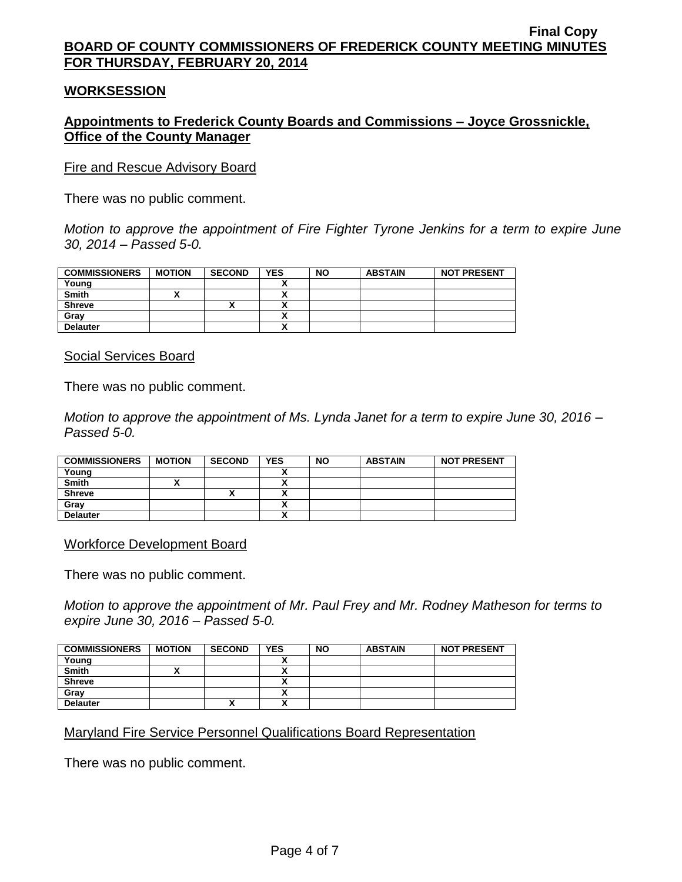**Final Copy**

**BOARD OF COUNTY COMMISSIONERS OF FREDERICK COUNTY MEETING MINUTES FOR THURSDAY, FEBRUARY 20, 2014**

## WORKSESSION

### Appointments to Frederick County Boards and Commissions – Joyce Grossnickle, Office of the County Manager

Fire and Rescue Advisory Board

There was no public comment.

*Motion to approve the appointment of Fire Fighter Tyrone Jenkins for a term to expire June 30, 2014 – Passed 5-0.*

| COMMISSIONERS | MOTION | SECOND | YES | NO | ABSTAIN | NOT PRESENT |
|---|---|---|---|---|---|---|
| Young | | | X | | | |
| Smith | X | | X | | | |
| Shreve | | X | X | | | |
| Gray | | | X | | | |
| Delauter | | | X | | | |

Social Services Board

There was no public comment.

*Motion to approve the appointment of Ms. Lynda Janet for a term to expire June 30, 2016 – Passed 5-0.*

| COMMISSIONERS | MOTION | SECOND | YES | NO | ABSTAIN | NOT PRESENT |
|---|---|---|---|---|---|---|
| Young | | | X | | | |
| Smith | X | | X | | | |
| Shreve | | X | X | | | |
| Gray | | | X | | | |
| Delauter | | | X | | | |

Workforce Development Board

There was no public comment.

*Motion to approve the appointment of Mr. Paul Frey and Mr. Rodney Matheson for terms to expire June 30, 2016 – Passed 5-0.*

| COMMISSIONERS | MOTION | SECOND | YES | NO | ABSTAIN | NOT PRESENT |
|---|---|---|---|---|---|---|
| Young | | | X | | | |
| Smith | X | | X | | | |
| Shreve | | | X | | | |
| Gray | | | X | | | |
| Delauter | | X | X | | | |

Maryland Fire Service Personnel Qualifications Board Representation

There was no public comment.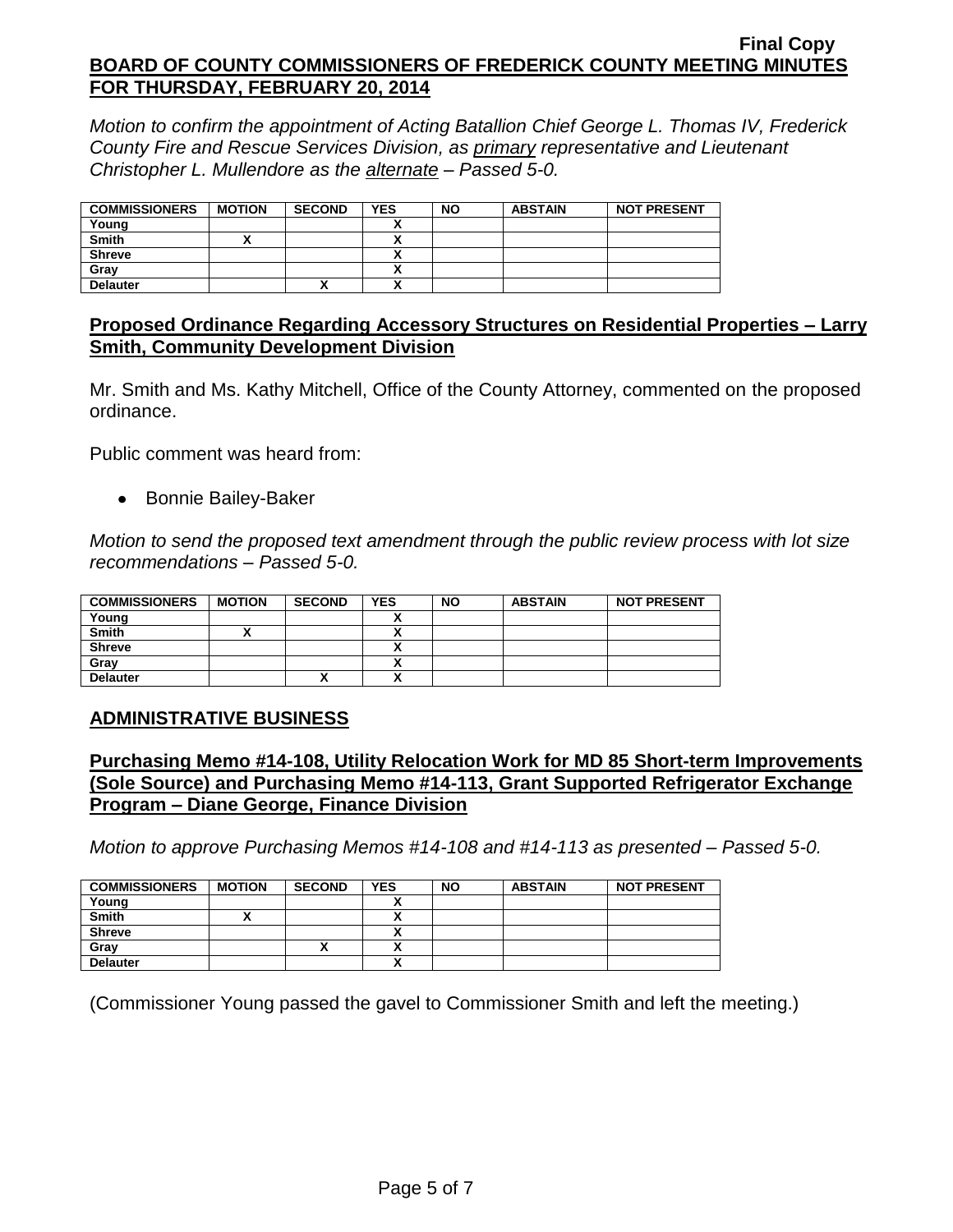*Motion to confirm the appointment of Acting Batallion Chief George L. Thomas IV, Frederick County Fire and Rescue Services Division, as primary representative and Lieutenant Christopher L. Mullendore as the alternate – Passed 5-0.*

| COMMISSIONERS | MOTION | SECOND | YES | NO | ABSTAIN | NOT PRESENT |
|---|---|---|---|---|---|---|
| Young | | | X | | | |
| Smith | X | | X | | | |
| Shreve | | | X | | | |
| Gray | | | X | | | |
| Delauter | | X | X | | | |

## Proposed Ordinance Regarding Accessory Structures on Residential Properties – Larry Smith, Community Development Division

Mr. Smith and Ms. Kathy Mitchell, Office of the County Attorney, commented on the proposed ordinance.

Public comment was heard from:

- Bonnie Bailey-Baker

*Motion to send the proposed text amendment through the public review process with lot size recommendations – Passed 5-0.*

| COMMISSIONERS | MOTION | SECOND | YES | NO | ABSTAIN | NOT PRESENT |
|---|---|---|---|---|---|---|
| Young | | | X | | | |
| Smith | X | | X | | | |
| Shreve | | | X | | | |
| Gray | | | X | | | |
| Delauter | | X | X | | | |

## ADMINISTRATIVE BUSINESS

## Purchasing Memo #14-108, Utility Relocation Work for MD 85 Short-term Improvements (Sole Source) and Purchasing Memo #14-113, Grant Supported Refrigerator Exchange Program – Diane George, Finance Division

*Motion to approve Purchasing Memos #14-108 and #14-113 as presented – Passed 5-0.*

| COMMISSIONERS | MOTION | SECOND | YES | NO | ABSTAIN | NOT PRESENT |
|---|---|---|---|---|---|---|
| Young | | | X | | | |
| Smith | X | | X | | | |
| Shreve | | | X | | | |
| Gray | | X | X | | | |
| Delauter | | | X | | | |

(Commissioner Young passed the gavel to Commissioner Smith and left the meeting.)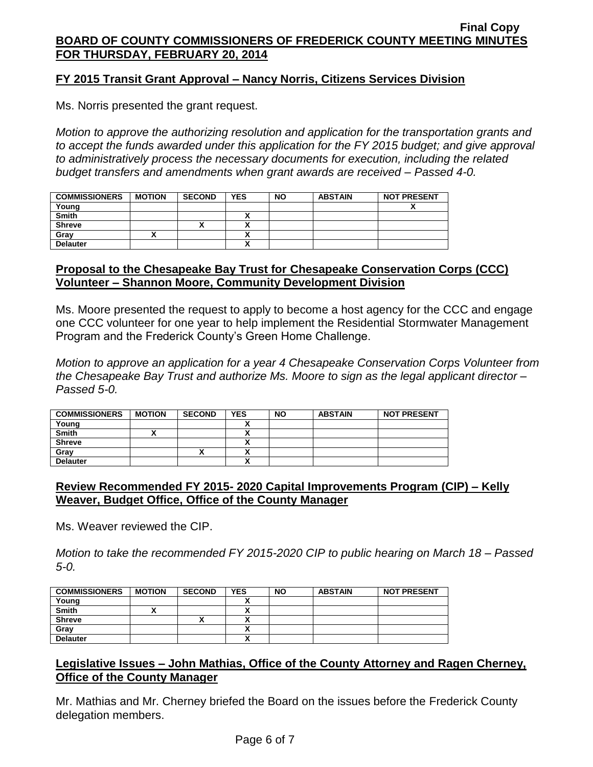**Final Copy**

**BOARD OF COUNTY COMMISSIONERS OF FREDERICK COUNTY MEETING MINUTES FOR THURSDAY, FEBRUARY 20, 2014**

## FY 2015 Transit Grant Approval – Nancy Norris, Citizens Services Division

Ms. Norris presented the grant request.

*Motion to approve the authorizing resolution and application for the transportation grants and to accept the funds awarded under this application for the FY 2015 budget; and give approval to administratively process the necessary documents for execution, including the related budget transfers and amendments when grant awards are received – Passed 4-0.*

| COMMISSIONERS | MOTION | SECOND | YES | NO | ABSTAIN | NOT PRESENT |
|---|---|---|---|---|---|---|
| Young | | | | | | X |
| Smith | | | X | | | |
| Shreve | | X | X | | | |
| Gray | X | | X | | | |
| Delauter | | | X | | | |

## Proposal to the Chesapeake Bay Trust for Chesapeake Conservation Corps (CCC) Volunteer – Shannon Moore, Community Development Division

Ms. Moore presented the request to apply to become a host agency for the CCC and engage one CCC volunteer for one year to help implement the Residential Stormwater Management Program and the Frederick County's Green Home Challenge.

*Motion to approve an application for a year 4 Chesapeake Conservation Corps Volunteer from the Chesapeake Bay Trust and authorize Ms. Moore to sign as the legal applicant director – Passed 5-0.*

| COMMISSIONERS | MOTION | SECOND | YES | NO | ABSTAIN | NOT PRESENT |
|---|---|---|---|---|---|---|
| Young | | | X | | | |
| Smith | X | | X | | | |
| Shreve | | | X | | | |
| Gray | | X | X | | | |
| Delauter | | | X | | | |

## Review Recommended FY 2015- 2020 Capital Improvements Program (CIP) – Kelly Weaver, Budget Office, Office of the County Manager

Ms. Weaver reviewed the CIP.

*Motion to take the recommended FY 2015-2020 CIP to public hearing on March 18 – Passed 5-0.*

| COMMISSIONERS | MOTION | SECOND | YES | NO | ABSTAIN | NOT PRESENT |
|---|---|---|---|---|---|---|
| Young | | | X | | | |
| Smith | X | | X | | | |
| Shreve | | X | X | | | |
| Gray | | | X | | | |
| Delauter | | | X | | | |

## Legislative Issues – John Mathias, Office of the County Attorney and Ragen Cherney, Office of the County Manager

Mr. Mathias and Mr. Cherney briefed the Board on the issues before the Frederick County delegation members.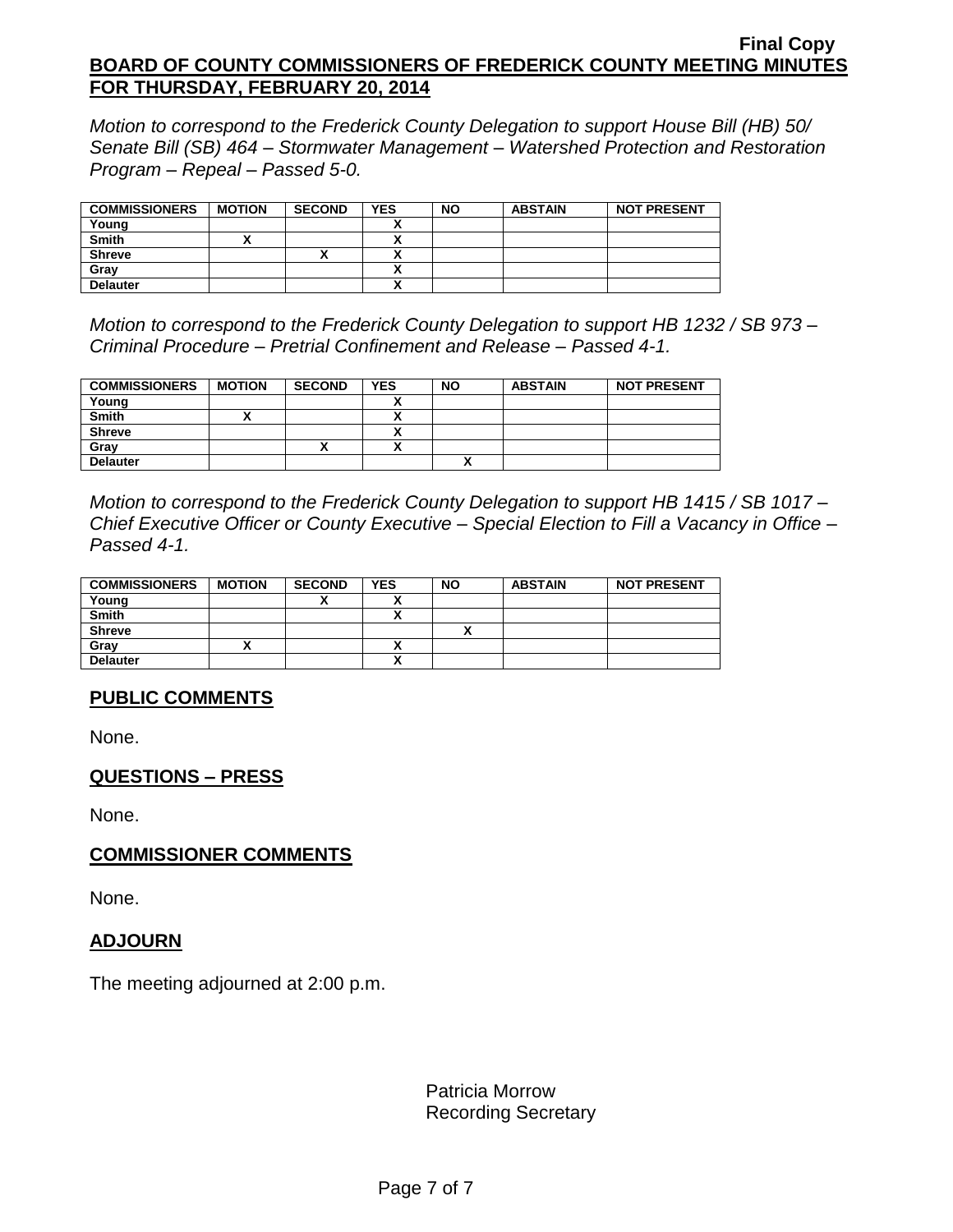Final Copy

**BOARD OF COUNTY COMMISSIONERS OF FREDERICK COUNTY MEETING MINUTES FOR THURSDAY, FEBRUARY 20, 2014**

*Motion to correspond to the Frederick County Delegation to support House Bill (HB) 50/ Senate Bill (SB) 464 – Stormwater Management – Watershed Protection and Restoration Program – Repeal – Passed 5-0.*

| COMMISSIONERS | MOTION | SECOND | YES | NO | ABSTAIN | NOT PRESENT |
|---|---|---|---|---|---|---|
| Young | | | X | | | |
| Smith | X | | X | | | |
| Shreve | | X | X | | | |
| Gray | | | X | | | |
| Delauter | | | X | | | |

*Motion to correspond to the Frederick County Delegation to support HB 1232 / SB 973 – Criminal Procedure – Pretrial Confinement and Release – Passed 4-1.*

| COMMISSIONERS | MOTION | SECOND | YES | NO | ABSTAIN | NOT PRESENT |
|---|---|---|---|---|---|---|
| Young | | | X | | | |
| Smith | X | | X | | | |
| Shreve | | | X | | | |
| Gray | | X | X | | | |
| Delauter | | | | X | | |

*Motion to correspond to the Frederick County Delegation to support HB 1415 / SB 1017 – Chief Executive Officer or County Executive – Special Election to Fill a Vacancy in Office – Passed 4-1.*

| COMMISSIONERS | MOTION | SECOND | YES | NO | ABSTAIN | NOT PRESENT |
|---|---|---|---|---|---|---|
| Young | | X | X | | | |
| Smith | | | X | | | |
| Shreve | | | | X | | |
| Gray | X | | X | | | |
| Delauter | | | X | | | |

## PUBLIC COMMENTS

None.

## QUESTIONS – PRESS

None.

## COMMISSIONER COMMENTS

None.

## ADJOURN

The meeting adjourned at 2:00 p.m.

Patricia Morrow
Recording Secretary